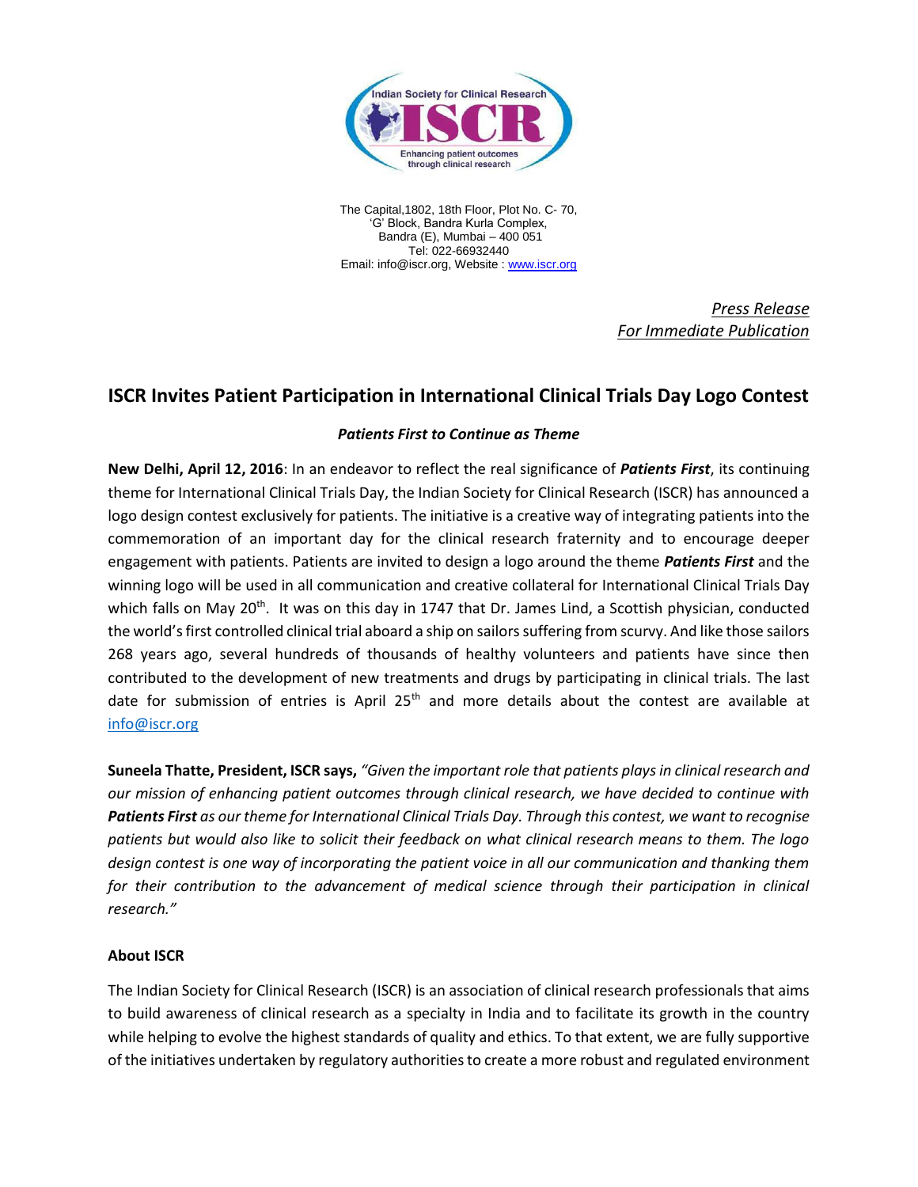The Capital,1802, 18th Floor, Plot No. C- 70,
'G' Block, Bandra Kurla Complex,
Bandra (E), Mumbai – 400 051
Tel: 022-66932440
Email: info@iscr.org, Website : www.iscr.org

*Press Release*
*For Immediate Publication*

## ISCR Invites Patient Participation in International Clinical Trials Day Logo Contest

***Patients First to Continue as Theme***

**New Delhi, April 12, 2016**: In an endeavor to reflect the real significance of ***Patients First***, its continuing theme for International Clinical Trials Day, the Indian Society for Clinical Research (ISCR) has announced a logo design contest exclusively for patients. The initiative is a creative way of integrating patients into the commemoration of an important day for the clinical research fraternity and to encourage deeper engagement with patients. Patients are invited to design a logo around the theme ***Patients First*** and the winning logo will be used in all communication and creative collateral for International Clinical Trials Day which falls on May 20th. It was on this day in 1747 that Dr. James Lind, a Scottish physician, conducted the world's first controlled clinical trial aboard a ship on sailors suffering from scurvy. And like those sailors 268 years ago, several hundreds of thousands of healthy volunteers and patients have since then contributed to the development of new treatments and drugs by participating in clinical trials. The last date for submission of entries is April 25th and more details about the contest are available at info@iscr.org

**Suneela Thatte, President, ISCR says,** *"Given the important role that patients plays in clinical research and our mission of enhancing patient outcomes through clinical research, we have decided to continue with **Patients First** as our theme for International Clinical Trials Day. Through this contest, we want to recognise patients but would also like to solicit their feedback on what clinical research means to them. The logo design contest is one way of incorporating the patient voice in all our communication and thanking them for their contribution to the advancement of medical science through their participation in clinical research."*

### About ISCR

The Indian Society for Clinical Research (ISCR) is an association of clinical research professionals that aims to build awareness of clinical research as a specialty in India and to facilitate its growth in the country while helping to evolve the highest standards of quality and ethics. To that extent, we are fully supportive of the initiatives undertaken by regulatory authorities to create a more robust and regulated environment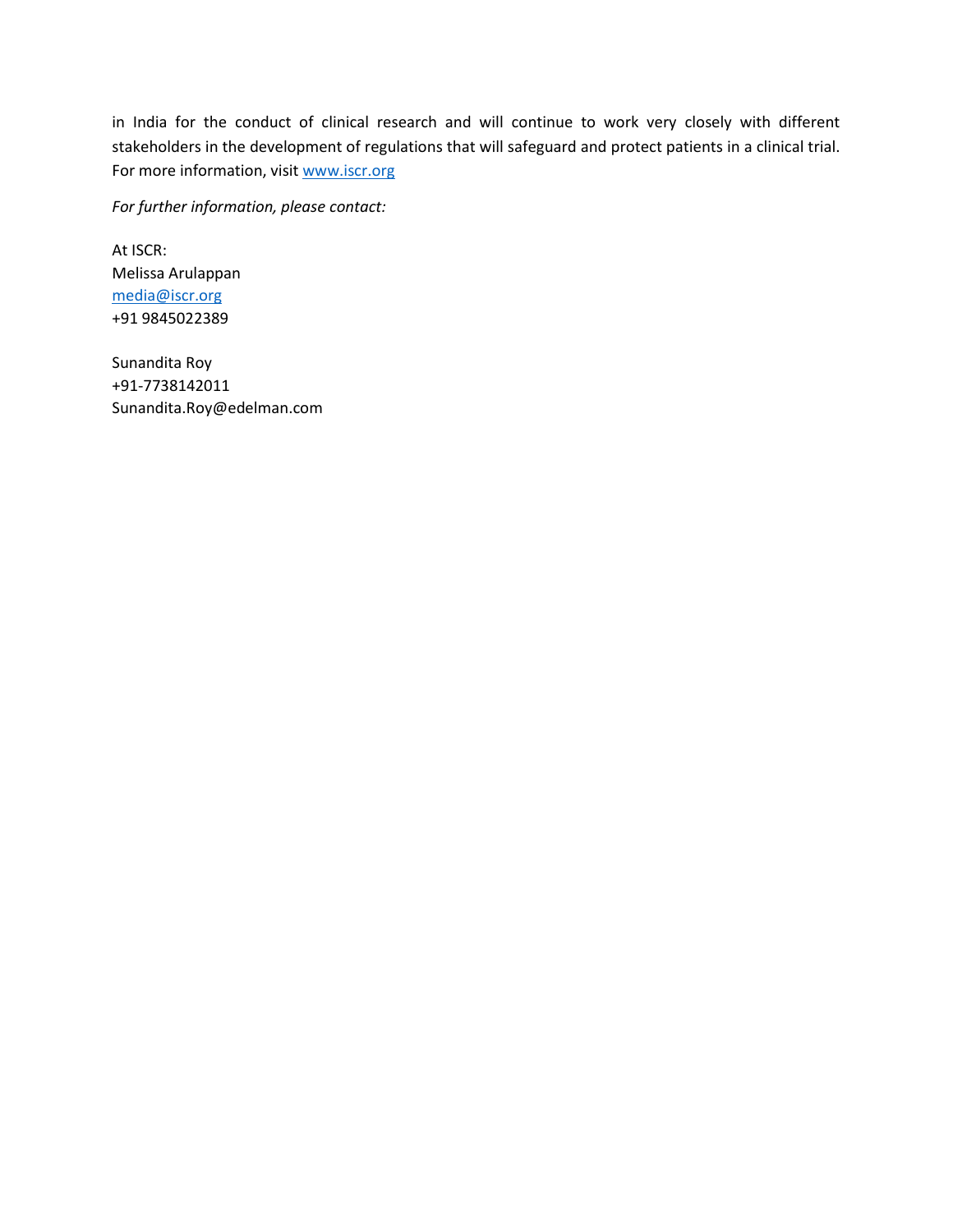in India for the conduct of clinical research and will continue to work very closely with different stakeholders in the development of regulations that will safeguard and protect patients in a clinical trial. For more information, visit [www.iscr.org](http://www.iscr.org)

*For further information, please contact:*

At ISCR:  
Melissa Arulappan  
[media@iscr.org](mailto:media@iscr.org)  
+91 9845022389

Sunandita Roy  
+91-7738142011  
Sunandita.Roy@edelman.com